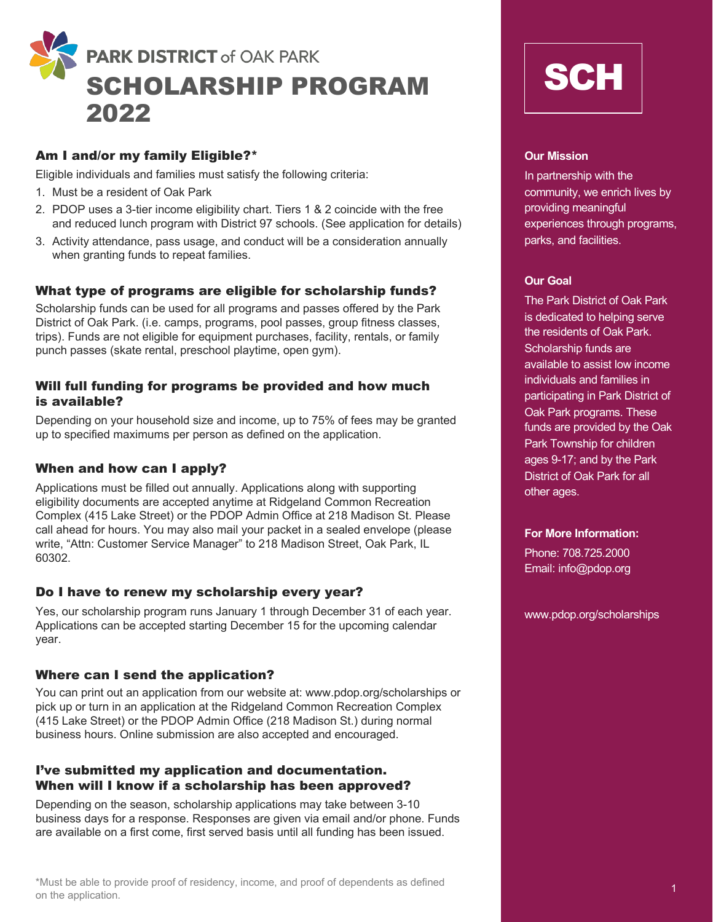# PARK DISTRICT of OAK PARK

# SCHOLARSHIP PROGRAM 2022

## Am I and/or my family Eligible?*

Eligible individuals and families must satisfy the following criteria:

1. Must be a resident of Oak Park
2. PDOP uses a 3-tier income eligibility chart. Tiers 1 & 2 coincide with the free and reduced lunch program with District 97 schools. (See application for details)
3. Activity attendance, pass usage, and conduct will be a consideration annually when granting funds to repeat families.

## What type of programs are eligible for scholarship funds?

Scholarship funds can be used for all programs and passes offered by the Park District of Oak Park. (i.e. camps, programs, pool passes, group fitness classes, trips). Funds are not eligible for equipment purchases, facility, rentals, or family punch passes (skate rental, preschool playtime, open gym).

## Will full funding for programs be provided and how much is available?

Depending on your household size and income, up to 75% of fees may be granted up to specified maximums per person as defined on the application.

## When and how can I apply?

Applications must be filled out annually. Applications along with supporting eligibility documents are accepted anytime at Ridgeland Common Recreation Complex (415 Lake Street) or the PDOP Admin Office at 218 Madison St. Please call ahead for hours. You may also mail your packet in a sealed envelope (please write, "Attn: Customer Service Manager" to 218 Madison Street, Oak Park, IL 60302.

## Do I have to renew my scholarship every year?

Yes, our scholarship program runs January 1 through December 31 of each year. Applications can be accepted starting December 15 for the upcoming calendar year.

## Where can I send the application?

You can print out an application from our website at: www.pdop.org/scholarships or pick up or turn in an application at the Ridgeland Common Recreation Complex (415 Lake Street) or the PDOP Admin Office (218 Madison St.) during normal business hours. Online submission are also accepted and encouraged.

## I've submitted my application and documentation. When will I know if a scholarship has been approved?

Depending on the season, scholarship applications may take between 3-10 business days for a response. Responses are given via email and/or phone. Funds are available on a first come, first served basis until all funding has been issued.

*Must be able to provide proof of residency, income, and proof of dependents as defined on the application.

**SCH**

### Our Mission

In partnership with the community, we enrich lives by providing meaningful experiences through programs, parks, and facilities.

### Our Goal

The Park District of Oak Park is dedicated to helping serve the residents of Oak Park. Scholarship funds are available to assist low income individuals and families in participating in Park District of Oak Park programs. These funds are provided by the Oak Park Township for children ages 9-17; and by the Park District of Oak Park for all other ages.

### For More Information:

Phone: 708.725.2000
Email: info@pdop.org

www.pdop.org/scholarships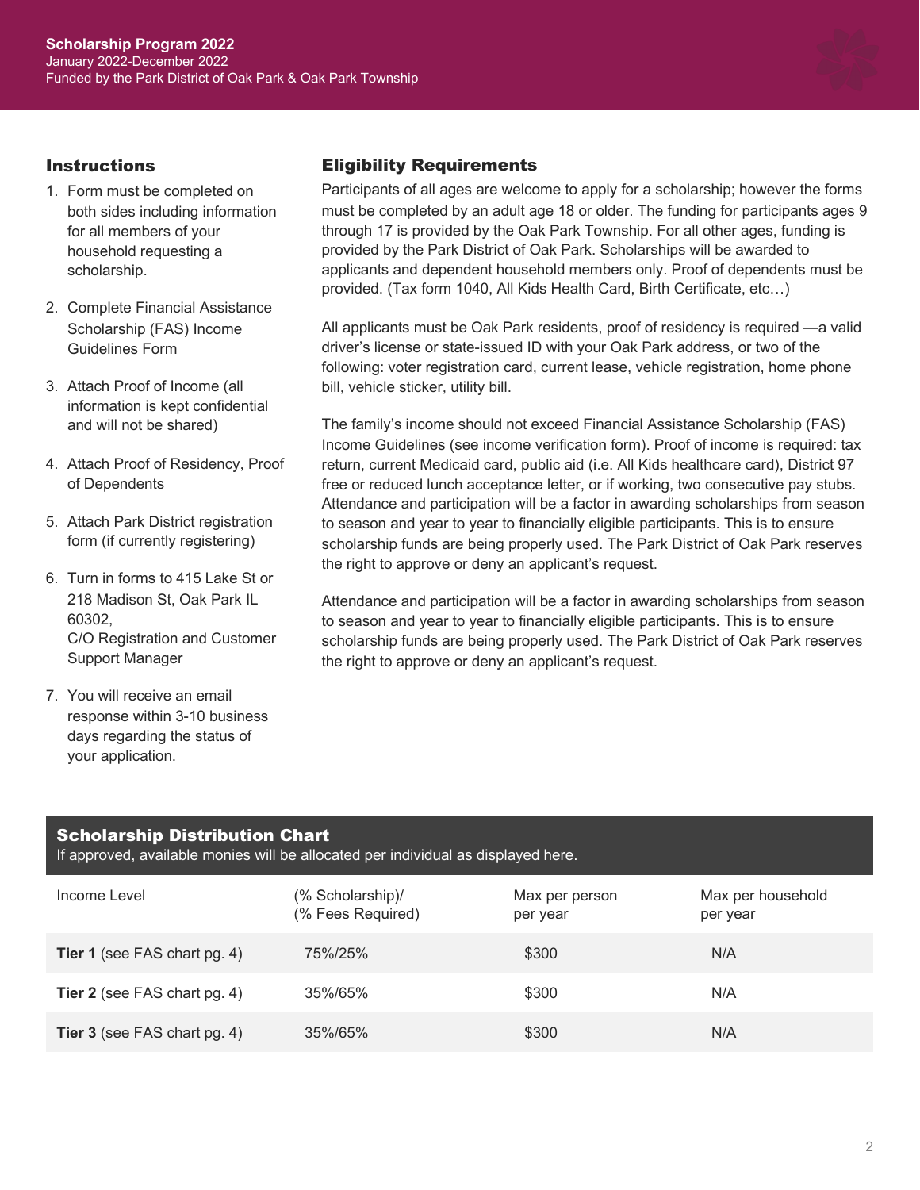**Scholarship Program 2022**
January 2022-December 2022
Funded by the Park District of Oak Park & Oak Park Township

## Instructions

1. Form must be completed on both sides including information for all members of your household requesting a scholarship.
2. Complete Financial Assistance Scholarship (FAS) Income Guidelines Form
3. Attach Proof of Income (all information is kept confidential and will not be shared)
4. Attach Proof of Residency, Proof of Dependents
5. Attach Park District registration form (if currently registering)
6. Turn in forms to 415 Lake St or 218 Madison St, Oak Park IL 60302, C/O Registration and Customer Support Manager
7. You will receive an email response within 3-10 business days regarding the status of your application.

## Eligibility Requirements

Participants of all ages are welcome to apply for a scholarship; however the forms must be completed by an adult age 18 or older. The funding for participants ages 9 through 17 is provided by the Oak Park Township. For all other ages, funding is provided by the Park District of Oak Park. Scholarships will be awarded to applicants and dependent household members only. Proof of dependents must be provided. (Tax form 1040, All Kids Health Card, Birth Certificate, etc…)

All applicants must be Oak Park residents, proof of residency is required —a valid driver's license or state-issued ID with your Oak Park address, or two of the following: voter registration card, current lease, vehicle registration, home phone bill, vehicle sticker, utility bill.

The family's income should not exceed Financial Assistance Scholarship (FAS) Income Guidelines (see income verification form). Proof of income is required: tax return, current Medicaid card, public aid (i.e. All Kids healthcare card), District 97 free or reduced lunch acceptance letter, or if working, two consecutive pay stubs. Attendance and participation will be a factor in awarding scholarships from season to season and year to year to financially eligible participants. This is to ensure scholarship funds are being properly used. The Park District of Oak Park reserves the right to approve or deny an applicant's request.

Attendance and participation will be a factor in awarding scholarships from season to season and year to year to financially eligible participants. This is to ensure scholarship funds are being properly used. The Park District of Oak Park reserves the right to approve or deny an applicant's request.

## Scholarship Distribution Chart

If approved, available monies will be allocated per individual as displayed here.

| Income Level | (% Scholarship)/ (% Fees Required) | Max per person per year | Max per household per year |
|---|---|---|---|
| **Tier 1** (see FAS chart pg. 4) | 75%/25% | $300 | N/A |
| **Tier 2** (see FAS chart pg. 4) | 35%/65% | $300 | N/A |
| **Tier 3** (see FAS chart pg. 4) | 35%/65% | $300 | N/A |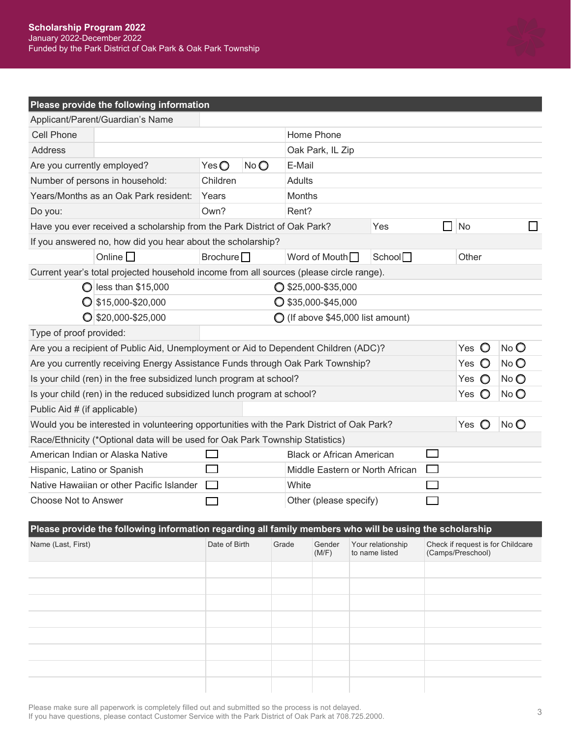**Scholarship Program 2022**
January 2022-December 2022
Funded by the Park District of Oak Park & Oak Park Township

| Please provide the following information | | | | | |
|---|---|---|---|---|---|
| Applicant/Parent/Guardian's Name | | | | | |
| Cell Phone | | | Home Phone | | |
| Address | | | Oak Park, IL Zip | | |
| Are you currently employed? | Yes ◯ | No ◯ | E-Mail | | |
| Number of persons in household: | Children | | Adults | | |
| Years/Months as an Oak Park resident: | Years | | Months | | |
| Do you: | Own? | | Rent? | | |
| Have you ever received a scholarship from the Park District of Oak Park? | | | | Yes ☐ | No ☐ |
| If you answered no, how did you hear about the scholarship? | | | | | |
| | Online ☐ | Brochure ☐ | Word of Mouth ☐ | School ☐ | Other |

Current year's total projected household income from all sources (please circle range).

| | |
|---|---|
| ◯ less than $15,000 | ◯ $25,000-$35,000 |
| ◯ $15,000-$20,000 | ◯ $35,000-$45,000 |
| ◯ $20,000-$25,000 | ◯ (If above $45,000 list amount) |

| | | |
|---|---|---|
| Type of proof provided: | | |
| Are you a recipient of Public Aid, Unemployment or Aid to Dependent Children (ADC)? | Yes ◯ | No ◯ |
| Are you currently receiving Energy Assistance Funds through Oak Park Township? | Yes ◯ | No ◯ |
| Is your child (ren) in the free subsidized lunch program at school? | Yes ◯ | No ◯ |
| Is your child (ren) in the reduced subsidized lunch program at school? | Yes ◯ | No ◯ |
| Public Aid # (if applicable) | | |
| Would you be interested in volunteering opportunities with the Park District of Oak Park? | Yes ◯ | No ◯ |

Race/Ethnicity (*Optional data will be used for Oak Park Township Statistics)

| | | | |
|---|---|---|---|
| American Indian or Alaska Native | ☐ | Black or African American | ☐ |
| Hispanic, Latino or Spanish | ☐ | Middle Eastern or North African | ☐ |
| Native Hawaiian or other Pacific Islander | ☐ | White | ☐ |
| Choose Not to Answer | ☐ | Other (please specify) | ☐ |

**Please provide the following information regarding all family members who will be using the scholarship**

| Name (Last, First) | Date of Birth | Grade | Gender (M/F) | Your relationship to name listed | Check if request is for Childcare (Camps/Preschool) |
|---|---|---|---|---|---|
| | | | | | |
| | | | | | |
| | | | | | |
| | | | | | |
| | | | | | |
| | | | | | |
| | | | | | |
| | | | | | |

Please make sure all paperwork is completely filled out and submitted so the process is not delayed.
If you have questions, please contact Customer Service with the Park District of Oak Park at 708.725.2000.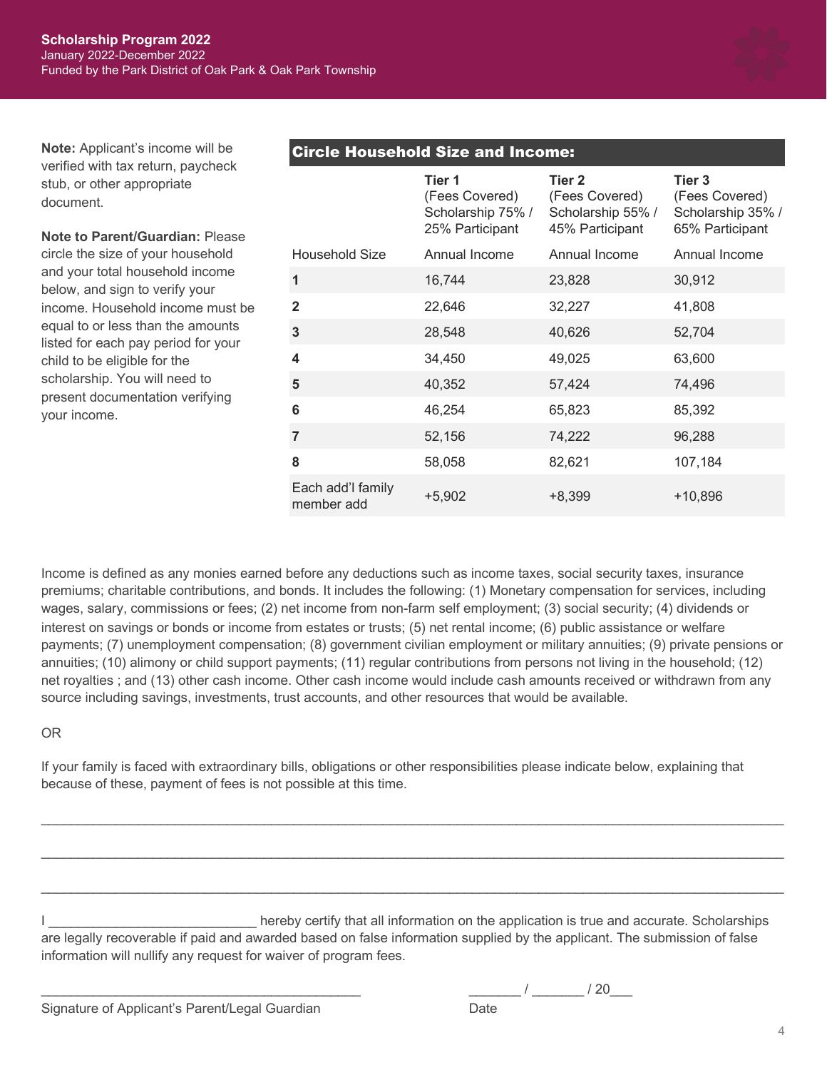**Scholarship Program 2022**
January 2022-December 2022
Funded by the Park District of Oak Park & Oak Park Township

**Note:** Applicant's income will be verified with tax return, paycheck stub, or other appropriate document.

**Note to Parent/Guardian:** Please circle the size of your household and your total household income below, and sign to verify your income. Household income must be equal to or less than the amounts listed for each pay period for your child to be eligible for the scholarship. You will need to present documentation verifying your income.

## Circle Household Size and Income:

| | **Tier 1** (Fees Covered) Scholarship 75% / 25% Participant | **Tier 2** (Fees Covered) Scholarship 55% / 45% Participant | **Tier 3** (Fees Covered) Scholarship 35% / 65% Participant |
|---|---|---|---|
| Household Size | Annual Income | Annual Income | Annual Income |
| **1** | 16,744 | 23,828 | 30,912 |
| **2** | 22,646 | 32,227 | 41,808 |
| **3** | 28,548 | 40,626 | 52,704 |
| **4** | 34,450 | 49,025 | 63,600 |
| **5** | 40,352 | 57,424 | 74,496 |
| **6** | 46,254 | 65,823 | 85,392 |
| **7** | 52,156 | 74,222 | 96,288 |
| **8** | 58,058 | 82,621 | 107,184 |
| Each add'l family member add | +5,902 | +8,399 | +10,896 |

Income is defined as any monies earned before any deductions such as income taxes, social security taxes, insurance premiums; charitable contributions, and bonds. It includes the following: (1) Monetary compensation for services, including wages, salary, commissions or fees; (2) net income from non-farm self employment; (3) social security; (4) dividends or interest on savings or bonds or income from estates or trusts; (5) net rental income; (6) public assistance or welfare payments; (7) unemployment compensation; (8) government civilian employment or military annuities; (9) private pensions or annuities; (10) alimony or child support payments; (11) regular contributions from persons not living in the household; (12) net royalties ; and (13) other cash income. Other cash income would include cash amounts received or withdrawn from any source including savings, investments, trust accounts, and other resources that would be available.

OR

If your family is faced with extraordinary bills, obligations or other responsibilities please indicate below, explaining that because of these, payment of fees is not possible at this time.

______________________________________________________________________________

______________________________________________________________________________

______________________________________________________________________________

I ___________________________ hereby certify that all information on the application is true and accurate. Scholarships are legally recoverable if paid and awarded based on false information supplied by the applicant. The submission of false information will nullify any request for waiver of program fees.

___________________________________________ _______ / _______ / 20___

Signature of Applicant's Parent/Legal Guardian Date